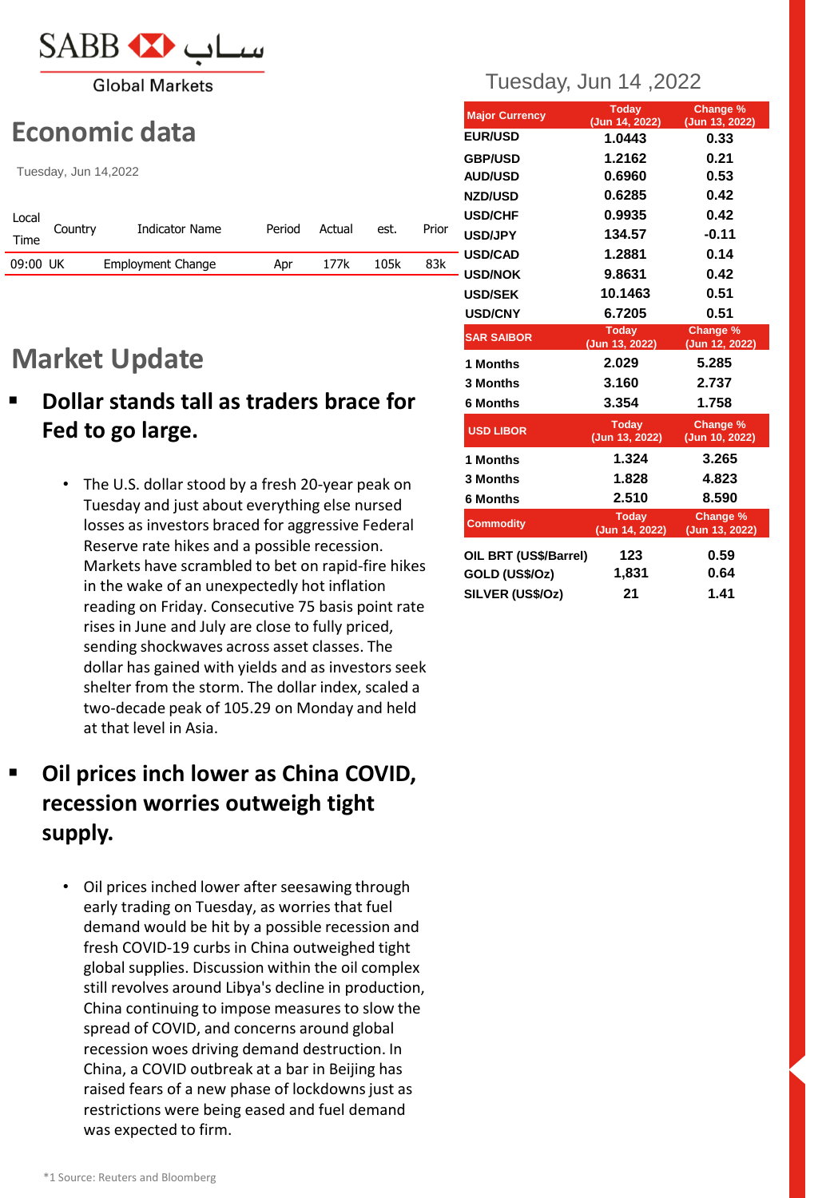SABB ساب

Global Markets

# Economic data

Tuesday, Jun 14,2022

| Local Time | Country | Indicator Name | Period | Actual | est. | Prior |
|---|---|---|---|---|---|---|
| 09:00 | UK | Employment Change | Apr | 177k | 105k | 83k |

# Market Update

- **Dollar stands tall as traders brace for Fed to go large.**

  - The U.S. dollar stood by a fresh 20-year peak on Tuesday and just about everything else nursed losses as investors braced for aggressive Federal Reserve rate hikes and a possible recession. Markets have scrambled to bet on rapid-fire hikes in the wake of an unexpectedly hot inflation reading on Friday. Consecutive 75 basis point rate rises in June and July are close to fully priced, sending shockwaves across asset classes. The dollar has gained with yields and as investors seek shelter from the storm. The dollar index, scaled a two-decade peak of 105.29 on Monday and held at that level in Asia.

- **Oil prices inch lower as China COVID, recession worries outweigh tight supply.**

  - Oil prices inched lower after seesawing through early trading on Tuesday, as worries that fuel demand would be hit by a possible recession and fresh COVID-19 curbs in China outweighed tight global supplies. Discussion within the oil complex still revolves around Libya's decline in production, China continuing to impose measures to slow the spread of COVID, and concerns around global recession woes driving demand destruction. In China, a COVID outbreak at a bar in Beijing has raised fears of a new phase of lockdowns just as restrictions were being eased and fuel demand was expected to firm.

Tuesday, Jun 14 ,2022

| Major Currency | Today (Jun 14, 2022) | Change % (Jun 13, 2022) |
|---|---|---|
| EUR/USD | 1.0443 | 0.33 |
| GBP/USD | 1.2162 | 0.21 |
| AUD/USD | 0.6960 | 0.53 |
| NZD/USD | 0.6285 | 0.42 |
| USD/CHF | 0.9935 | 0.42 |
| USD/JPY | 134.57 | -0.11 |
| USD/CAD | 1.2881 | 0.14 |
| USD/NOK | 9.8631 | 0.42 |
| USD/SEK | 10.1463 | 0.51 |
| USD/CNY | 6.7205 | 0.51 |

| SAR SAIBOR | Today (Jun 13, 2022) | Change % (Jun 12, 2022) |
|---|---|---|
| 1 Months | 2.029 | 5.285 |
| 3 Months | 3.160 | 2.737 |
| 6 Months | 3.354 | 1.758 |

| USD LIBOR | Today (Jun 13, 2022) | Change % (Jun 10, 2022) |
|---|---|---|
| 1 Months | 1.324 | 3.265 |
| 3 Months | 1.828 | 4.823 |
| 6 Months | 2.510 | 8.590 |

| Commodity | Today (Jun 14, 2022) | Change % (Jun 13, 2022) |
|---|---|---|
| OIL BRT (US$/Barrel) | 123 | 0.59 |
| GOLD (US$/Oz) | 1,831 | 0.64 |
| SILVER (US$/Oz) | 21 | 1.41 |

*1 Source: Reuters and Bloomberg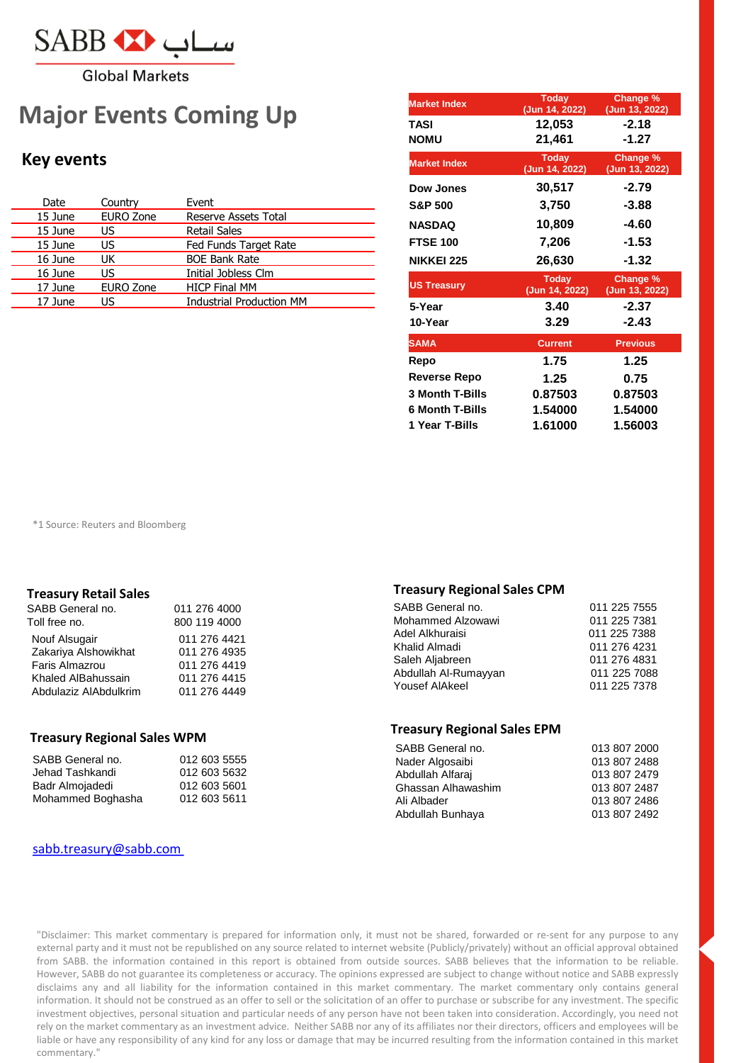SABB ساب

Global Markets

# Major Events Coming Up

## Key events

| Date | Country | Event |
|---|---|---|
| 15 June | EURO Zone | Reserve Assets Total |
| 15 June | US | Retail Sales |
| 15 June | US | Fed Funds Target Rate |
| 16 June | UK | BOE Bank Rate |
| 16 June | US | Initial Jobless Clm |
| 17 June | EURO Zone | HICP Final MM |
| 17 June | US | Industrial Production MM |

| Market Index | Today (Jun 14, 2022) | Change % (Jun 13, 2022) |
|---|---|---|
| TASI | 12,053 | -2.18 |
| NOMU | 21,461 | -1.27 |

| Market Index | Today (Jun 14, 2022) | Change % (Jun 13, 2022) |
|---|---|---|
| Dow Jones | 30,517 | -2.79 |
| S&P 500 | 3,750 | -3.88 |
| NASDAQ | 10,809 | -4.60 |
| FTSE 100 | 7,206 | -1.53 |
| NIKKEI 225 | 26,630 | -1.32 |

| US Treasury | Today (Jun 14, 2022) | Change % (Jun 13, 2022) |
|---|---|---|
| 5-Year | 3.40 | -2.37 |
| 10-Year | 3.29 | -2.43 |

| SAMA | Current | Previous |
|---|---|---|
| Repo | 1.75 | 1.25 |
| Reverse Repo | 1.25 | 0.75 |
| 3 Month T-Bills | 0.87503 | 0.87503 |
| 6 Month T-Bills | 1.54000 | 1.54000 |
| 1 Year T-Bills | 1.61000 | 1.56003 |

*1 Source: Reuters and Bloomberg

### Treasury Retail Sales

| | |
|---|---|
| SABB General no. | 011 276 4000 |
| Toll free no. | 800 119 4000 |
| Nouf Alsugair | 011 276 4421 |
| Zakariya Alshowikhat | 011 276 4935 |
| Faris Almazrou | 011 276 4419 |
| Khaled AlBahussain | 011 276 4415 |
| Abdulaziz AlAbdulkrim | 011 276 4449 |

### Treasury Regional Sales CPM

| | |
|---|---|
| SABB General no. | 011 225 7555 |
| Mohammed Alzowawi | 011 225 7381 |
| Adel Alkhuraisi | 011 225 7388 |
| Khalid Almadi | 011 276 4231 |
| Saleh Aljabreen | 011 276 4831 |
| Abdullah Al-Rumayyan | 011 225 7088 |
| Yousef AlAkeel | 011 225 7378 |

### Treasury Regional Sales WPM

| | |
|---|---|
| SABB General no. | 012 603 5555 |
| Jehad Tashkandi | 012 603 5632 |
| Badr Almojadedi | 012 603 5601 |
| Mohammed Boghasha | 012 603 5611 |

### Treasury Regional Sales EPM

| | |
|---|---|
| SABB General no. | 013 807 2000 |
| Nader Algosaibi | 013 807 2488 |
| Abdullah Alfaraj | 013 807 2479 |
| Ghassan Alhawashim | 013 807 2487 |
| Ali Albader | 013 807 2486 |
| Abdullah Bunhaya | 013 807 2492 |

sabb.treasury@sabb.com

"Disclaimer: This market commentary is prepared for information only, it must not be shared, forwarded or re-sent for any purpose to any external party and it must not be republished on any source related to internet website (Publicly/privately) without an official approval obtained from SABB. the information contained in this report is obtained from outside sources. SABB believes that the information to be reliable. However, SABB do not guarantee its completeness or accuracy. The opinions expressed are subject to change without notice and SABB expressly disclaims any and all liability for the information contained in this market commentary. The market commentary only contains general information. It should not be construed as an offer to sell or the solicitation of an offer to purchase or subscribe for any investment. The specific investment objectives, personal situation and particular needs of any person have not been taken into consideration. Accordingly, you need not rely on the market commentary as an investment advice. Neither SABB nor any of its affiliates nor their directors, officers and employees will be liable or have any responsibility of any kind for any loss or damage that may be incurred resulting from the information contained in this market commentary."